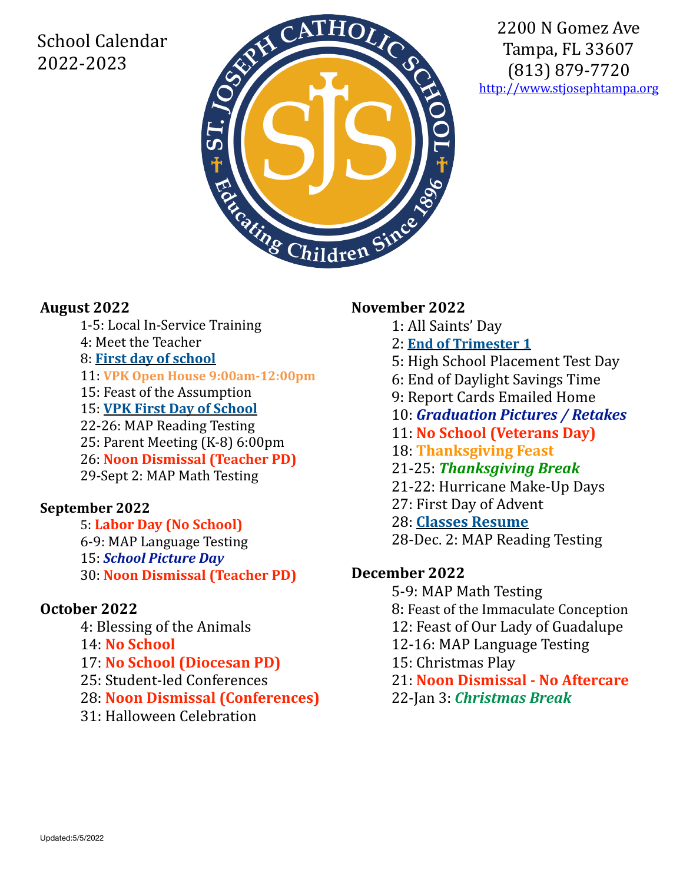School Calendar
2022-2023

2200 N Gomez Ave
Tampa, FL 33607
(813) 879-7720
http://www.stjosephtampa.org

## August 2022

- 1-5: Local In-Service Training
- 4: Meet the Teacher
- 8: **First day of school**
- 11: **VPK Open House 9:00am-12:00pm**
- 15: Feast of the Assumption
- 15: **VPK First Day of School**
- 22-26: MAP Reading Testing
- 25: Parent Meeting (K-8) 6:00pm
- 26: **Noon Dismissal (Teacher PD)**
- 29-Sept 2: MAP Math Testing

## September 2022

- 5: **Labor Day (No School)**
- 6-9: MAP Language Testing
- 15: ***School Picture Day***
- 30: **Noon Dismissal (Teacher PD)**

## October 2022

- 4: Blessing of the Animals
- 14: **No School**
- 17: **No School (Diocesan PD)**
- 25: Student-led Conferences
- 28: **Noon Dismissal (Conferences)**
- 31: Halloween Celebration

## November 2022

- 1: All Saints' Day
- 2: **End of Trimester 1**
- 5: High School Placement Test Day
- 6: End of Daylight Savings Time
- 9: Report Cards Emailed Home
- 10: ***Graduation Pictures / Retakes***
- 11: **No School (Veterans Day)**
- 18: **Thanksgiving Feast**
- 21-25: ***Thanksgiving Break***
- 21-22: Hurricane Make-Up Days
- 27: First Day of Advent
- 28: **Classes Resume**
- 28-Dec. 2: MAP Reading Testing

## December 2022

- 5-9: MAP Math Testing
- 8: Feast of the Immaculate Conception
- 12: Feast of Our Lady of Guadalupe
- 12-16: MAP Language Testing
- 15: Christmas Play
- 21: **Noon Dismissal - No Aftercare**
- 22-Jan 3: ***Christmas Break***

Updated:5/5/2022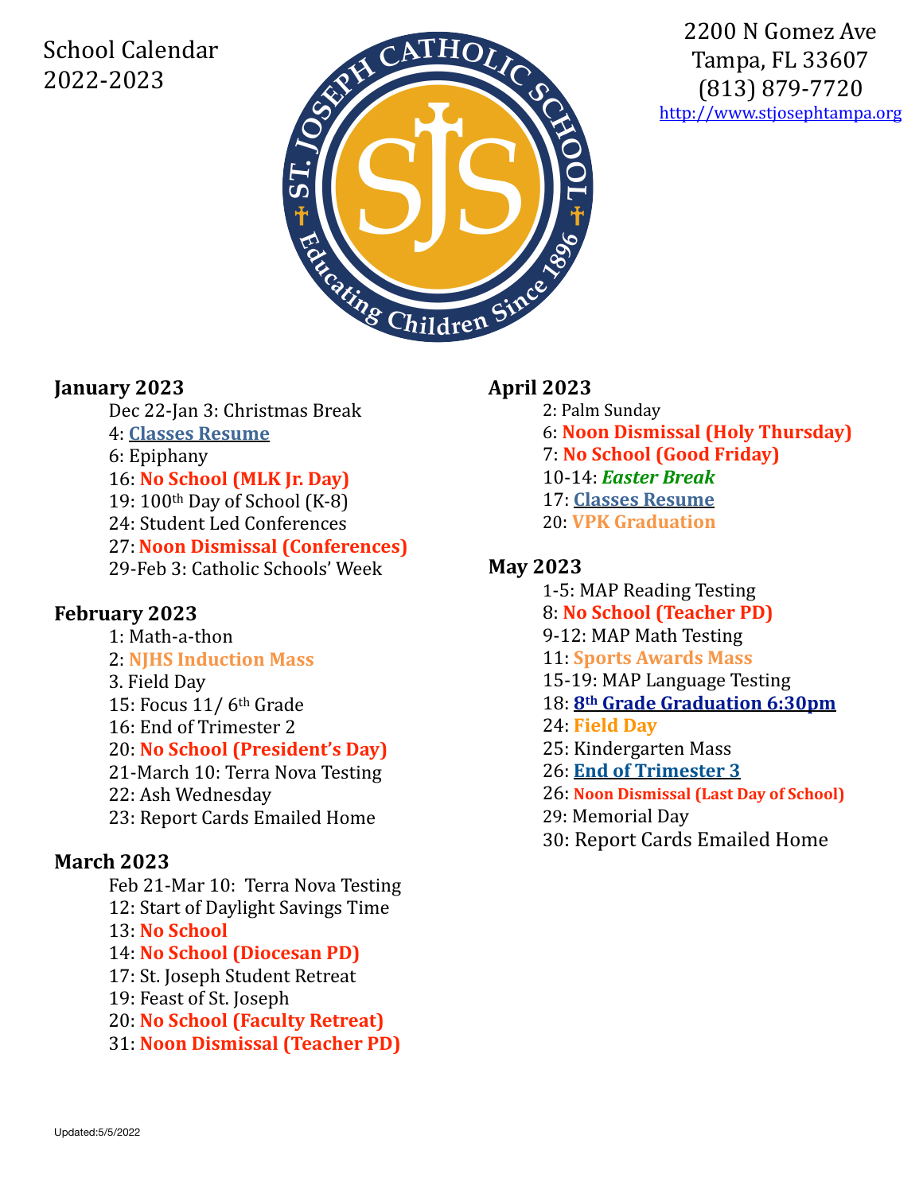School Calendar 2022-2023

2200 N Gomez Ave
Tampa, FL 33607
(813) 879-7720
http://www.stjosephtampa.org

## January 2023

Dec 22-Jan 3: Christmas Break
4: **Classes Resume**
6: Epiphany
16: **No School (MLK Jr. Day)**
19: 100th Day of School (K-8)
24: Student Led Conferences
27: **Noon Dismissal (Conferences)**
29-Feb 3: Catholic Schools' Week

## February 2023

1: Math-a-thon
2: **NJHS Induction Mass**
3. Field Day
15: Focus 11/ 6th Grade
16: End of Trimester 2
20: **No School (President's Day)**
21-March 10: Terra Nova Testing
22: Ash Wednesday
23: Report Cards Emailed Home

## March 2023

Feb 21-Mar 10: Terra Nova Testing
12: Start of Daylight Savings Time
13: **No School**
14: **No School (Diocesan PD)**
17: St. Joseph Student Retreat
19: Feast of St. Joseph
20: **No School (Faculty Retreat)**
31: **Noon Dismissal (Teacher PD)**

## April 2023

2: Palm Sunday
6: **Noon Dismissal (Holy Thursday)**
7: **No School (Good Friday)**
10-14: ***Easter Break***
17: **Classes Resume**
20: **VPK Graduation**

## May 2023

1-5: MAP Reading Testing
8: **No School (Teacher PD)**
9-12: MAP Math Testing
11: **Sports Awards Mass**
15-19: MAP Language Testing
18: **8th Grade Graduation 6:30pm**
24: **Field Day**
25: Kindergarten Mass
26: **End of Trimester 3**
26: **Noon Dismissal (Last Day of School)**
29: Memorial Day
30: Report Cards Emailed Home

Updated:5/5/2022